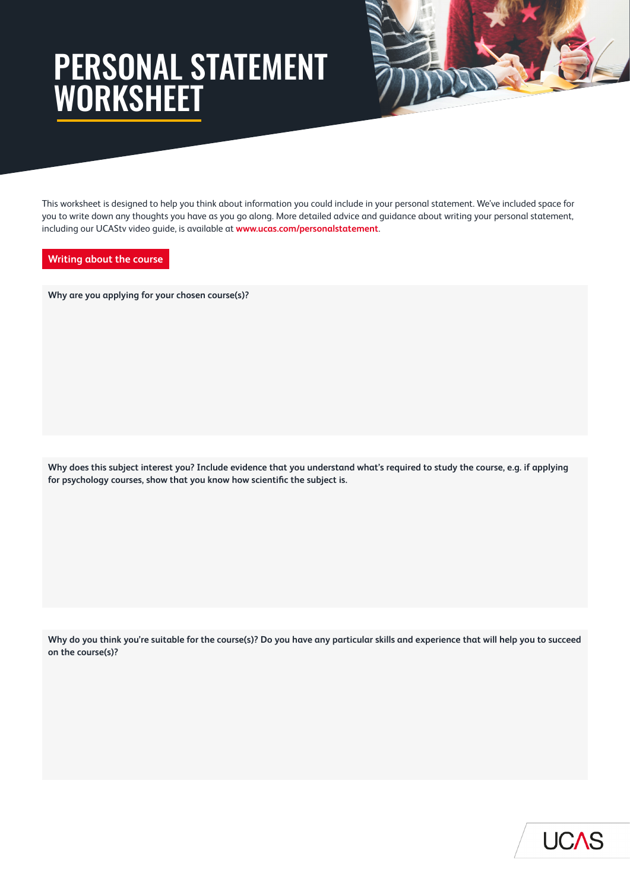# PERSONAL STATEMENT WORKSHEET

This worksheet is designed to help you think about information you could include in your personal statement. We've included space for you to write down any thoughts you have as you go along. More detailed advice and guidance about writing your personal statement, including our UCAStv video guide, is available at **www.ucas.com/personalstatement**.

## Writing about the course

**Why are you applying for your chosen course(s)?**

**Why does this subject interest you? Include evidence that you understand what's required to study the course, e.g. if applying for psychology courses, show that you know how scientific the subject is.**

**Why do you think you're suitable for the course(s)? Do you have any particular skills and experience that will help you to succeed on the course(s)?**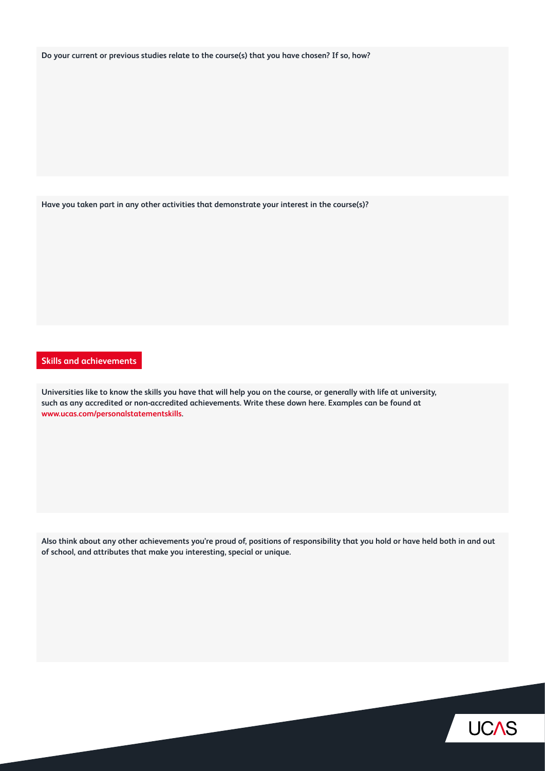**Do your current or previous studies relate to the course(s) that you have chosen? If so, how?**

**Have you taken part in any other activities that demonstrate your interest in the course(s)?**

## Skills and achievements

**Universities like to know the skills you have that will help you on the course, or generally with life at university, such as any accredited or non-accredited achievements. Write these down here. Examples can be found at www.ucas.com/personalstatementskills.**

**Also think about any other achievements you're proud of, positions of responsibility that you hold or have held both in and out of school, and attributes that make you interesting, special or unique.**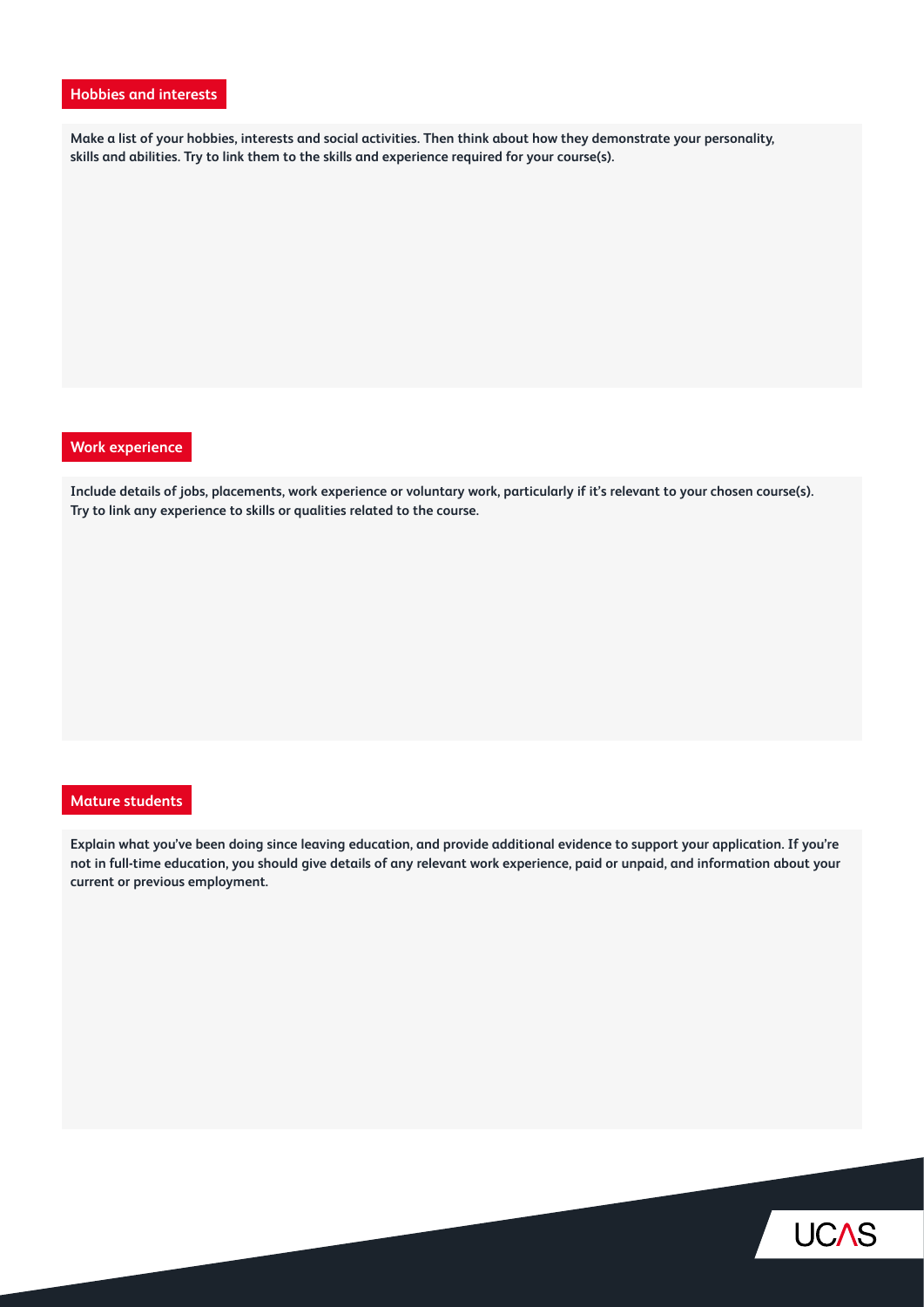## Hobbies and interests

Make a list of your hobbies, interests and social activities. Then think about how they demonstrate your personality, skills and abilities. Try to link them to the skills and experience required for your course(s).

## Work experience

Include details of jobs, placements, work experience or voluntary work, particularly if it's relevant to your chosen course(s). Try to link any experience to skills or qualities related to the course.

## Mature students

Explain what you've been doing since leaving education, and provide additional evidence to support your application. If you're not in full-time education, you should give details of any relevant work experience, paid or unpaid, and information about your current or previous employment.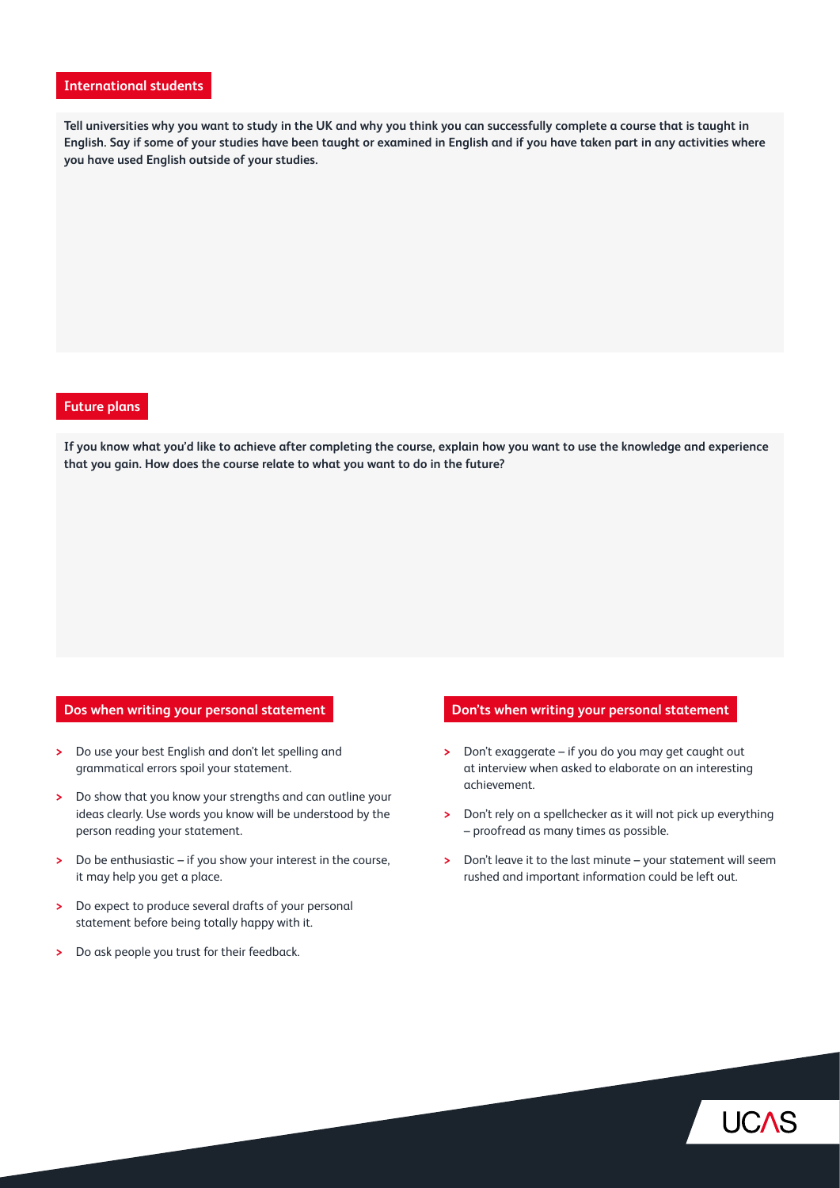## International students

**Tell universities why you want to study in the UK and why you think you can successfully complete a course that is taught in English. Say if some of your studies have been taught or examined in English and if you have taken part in any activities where you have used English outside of your studies.**

## Future plans

**If you know what you'd like to achieve after completing the course, explain how you want to use the knowledge and experience that you gain. How does the course relate to what you want to do in the future?**

## Dos when writing your personal statement

- Do use your best English and don't let spelling and grammatical errors spoil your statement.
- Do show that you know your strengths and can outline your ideas clearly. Use words you know will be understood by the person reading your statement.
- Do be enthusiastic – if you show your interest in the course, it may help you get a place.
- Do expect to produce several drafts of your personal statement before being totally happy with it.
- Do ask people you trust for their feedback.

## Don'ts when writing your personal statement

- Don't exaggerate – if you do you may get caught out at interview when asked to elaborate on an interesting achievement.
- Don't rely on a spellchecker as it will not pick up everything – proofread as many times as possible.
- Don't leave it to the last minute – your statement will seem rushed and important information could be left out.

UCAS